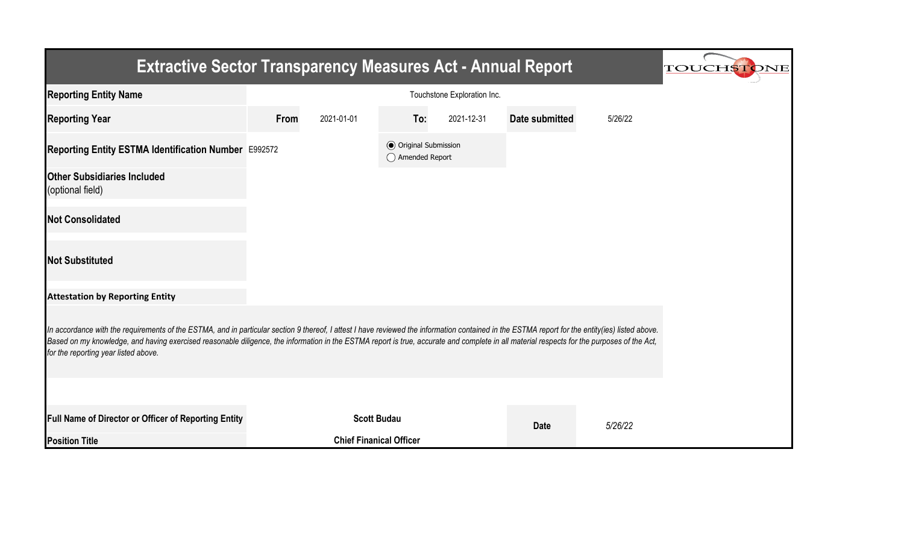# Extractive Sector Transparency Measures Act - Annual Report

| | | | | | | |
|---|---|---|---|---|---|---|
| **Reporting Entity Name** | Touchstone Exploration Inc. | | | | | |
| **Reporting Year** | **From** | 2021-01-01 | **To:** | 2021-12-31 | **Date submitted** | 5/26/22 |
| **Reporting Entity ESTMA Identification Number** | E992572 | | ◉ Original Submission ◯ Amended Report | | | |
| **Other Subsidiaries Included** (optional field) | | | | | | |
| **Not Consolidated** | | | | | | |
| **Not Substituted** | | | | | | |

**Attestation by Reporting Entity**

*In accordance with the requirements of the ESTMA, and in particular section 9 thereof, I attest I have reviewed the information contained in the ESTMA report for the entity(ies) listed above. Based on my knowledge, and having exercised reasonable diligence, the information in the ESTMA report is true, accurate and complete in all material respects for the purposes of the Act, for the reporting year listed above.*

| | | | |
|---|---|---|---|
| **Full Name of Director or Officer of Reporting Entity** | **Scott Budau** | **Date** | *5/26/22* |
| **Position Title** | **Chief Finanical Officer** | | |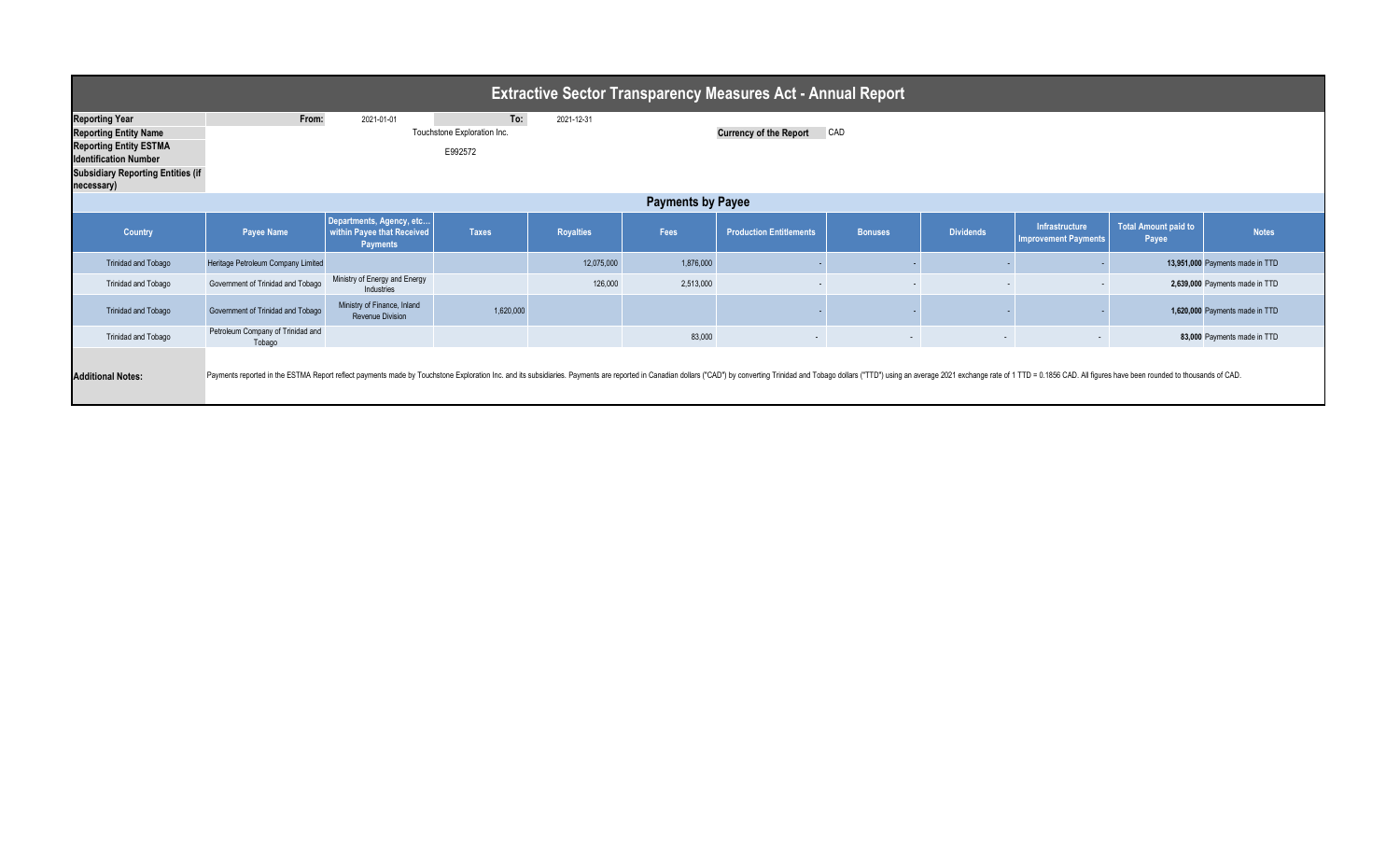# Extractive Sector Transparency Measures Act - Annual Report

| | | | | |
|---|---|---|---|---|
| **Reporting Year** | **From:** | 2021-01-01 | **To:** | 2021-12-31 |
| **Reporting Entity Name** | Touchstone Exploration Inc. | | **Currency of the Report** | CAD |
| **Reporting Entity ESTMA Identification Number** | E992572 | | | |
| **Subsidiary Reporting Entities (if necessary)** | | | | |

## Payments by Payee

| Country | Payee Name | Departments, Agency, etc... within Payee that Received Payments | Taxes | Royalties | Fees | Production Entitlements | Bonuses | Dividends | Infrastructure Improvement Payments | Total Amount paid to Payee | Notes |
|---|---|---|---|---|---|---|---|---|---|---|---|
| Trinidad and Tobago | Heritage Petroleum Company Limited | | | 12,075,000 | 1,876,000 | - | - | - | - | **13,951,000** | Payments made in TTD |
| Trinidad and Tobago | Government of Trinidad and Tobago | Ministry of Energy and Energy Industries | | 126,000 | 2,513,000 | - | - | - | - | **2,639,000** | Payments made in TTD |
| Trinidad and Tobago | Government of Trinidad and Tobago | Ministry of Finance, Inland Revenue Division | 1,620,000 | | | - | - | - | - | **1,620,000** | Payments made in TTD |
| Trinidad and Tobago | Petroleum Company of Trinidad and Tobago | | | | 83,000 | - | - | - | - | **83,000** | Payments made in TTD |

**Additional Notes:** Payments reported in the ESTMA Report reflect payments made by Touchstone Exploration Inc. and its subsidiaries. Payments are reported in Canadian dollars ("CAD") by converting Trinidad and Tobago dollars ("TTD") using an average 2021 exchange rate of 1 TTD = 0.1856 CAD. All figures have been rounded to thousands of CAD.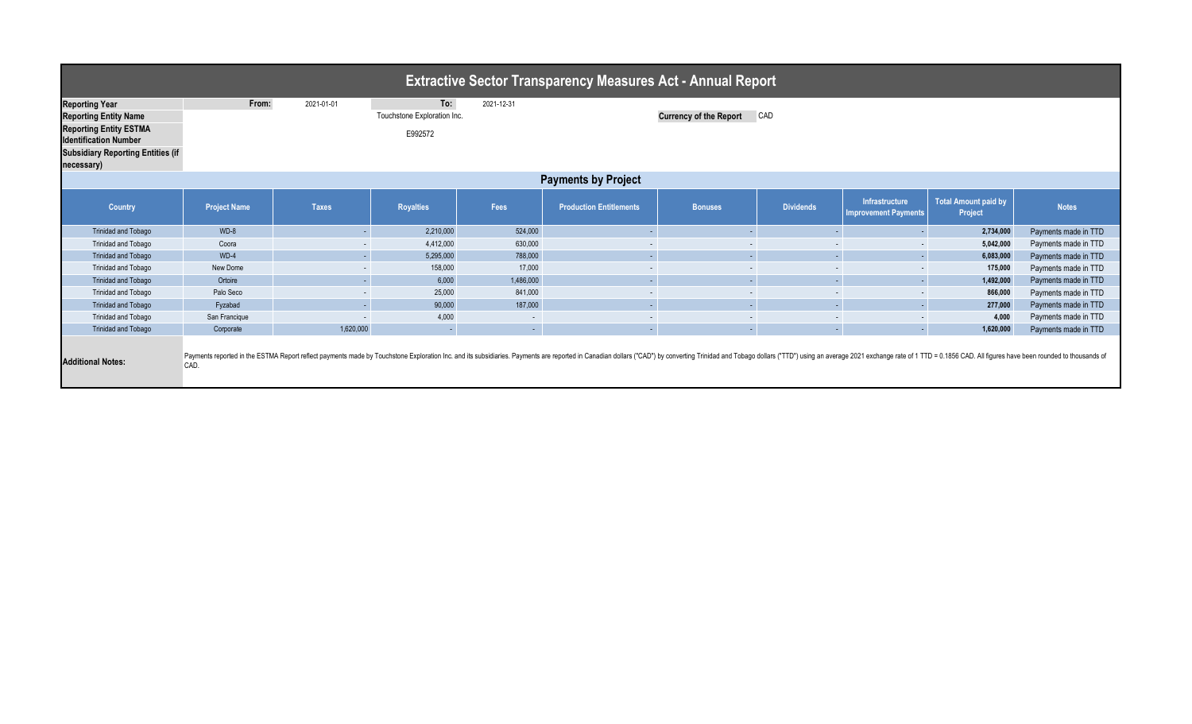# Extractive Sector Transparency Measures Act - Annual Report

| | | | |
|---|---|---|---|
| **Reporting Year** | **From:** 2021-01-01 | **To:** 2021-12-31 | |
| **Reporting Entity Name** | Touchstone Exploration Inc. | **Currency of the Report** | CAD |
| **Reporting Entity ESTMA Identification Number** | E992572 | | |
| **Subsidiary Reporting Entities (if necessary)** | | | |

## Payments by Project

| Country | Project Name | Taxes | Royalties | Fees | Production Entitlements | Bonuses | Dividends | Infrastructure Improvement Payments | Total Amount paid by Project | Notes |
|---|---|---|---|---|---|---|---|---|---|---|
| Trinidad and Tobago | WD-8 | - | 2,210,000 | 524,000 | - | - | - | - | **2,734,000** | Payments made in TTD |
| Trinidad and Tobago | Coora | - | 4,412,000 | 630,000 | - | - | - | - | **5,042,000** | Payments made in TTD |
| Trinidad and Tobago | WD-4 | - | 5,295,000 | 788,000 | - | - | - | - | **6,083,000** | Payments made in TTD |
| Trinidad and Tobago | New Dome | - | 158,000 | 17,000 | - | - | - | - | **175,000** | Payments made in TTD |
| Trinidad and Tobago | Ortoire | - | 6,000 | 1,486,000 | - | - | - | - | **1,492,000** | Payments made in TTD |
| Trinidad and Tobago | Palo Seco | - | 25,000 | 841,000 | - | - | - | - | **866,000** | Payments made in TTD |
| Trinidad and Tobago | Fyzabad | - | 90,000 | 187,000 | - | - | - | - | **277,000** | Payments made in TTD |
| Trinidad and Tobago | San Francique | - | 4,000 | - | - | - | - | - | **4,000** | Payments made in TTD |
| Trinidad and Tobago | Corporate | 1,620,000 | - | - | - | - | - | - | **1,620,000** | Payments made in TTD |

**Additional Notes:** Payments reported in the ESTMA Report reflect payments made by Touchstone Exploration Inc. and its subsidiaries. Payments are reported in Canadian dollars ("CAD") by converting Trinidad and Tobago dollars ("TTD") using an average 2021 exchange rate of 1 TTD = 0.1856 CAD. All figures have been rounded to thousands of CAD.